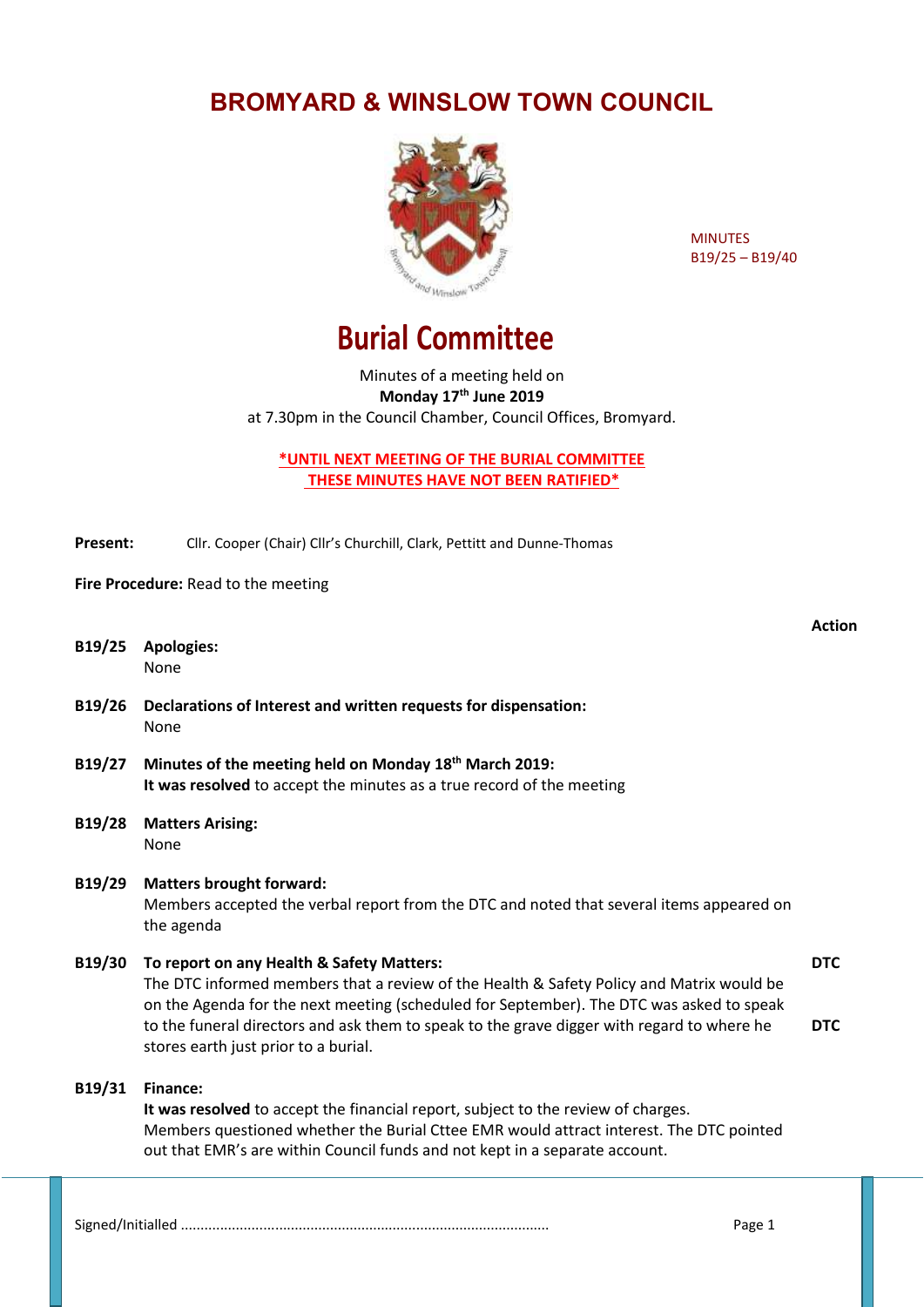# BROMYARD & WINSLOW TOWN COUNCIL

MINUTES
B19/25 – B19/40

# Burial Committee

Minutes of a meeting held on
**Monday 17th June 2019**
at 7.30pm in the Council Chamber, Council Offices, Bromyard.

***UNTIL NEXT MEETING OF THE BURIAL COMMITTEE THESE MINUTES HAVE NOT BEEN RATIFIED***

**Present:** Cllr. Cooper (Chair) Cllr's Churchill, Clark, Pettitt and Dunne-Thomas

**Fire Procedure:** Read to the meeting

**Action**

**B19/25 Apologies:**
None

**B19/26 Declarations of Interest and written requests for dispensation:**
None

**B19/27 Minutes of the meeting held on Monday 18th March 2019:**
**It was resolved** to accept the minutes as a true record of the meeting

**B19/28 Matters Arising:**
None

**B19/29 Matters brought forward:**
Members accepted the verbal report from the DTC and noted that several items appeared on the agenda

**B19/30 To report on any Health & Safety Matters:**
The DTC informed members that a review of the Health & Safety Policy and Matrix would be on the Agenda for the next meeting (scheduled for September). The DTC was asked to speak to the funeral directors and ask them to speak to the grave digger with regard to where he stores earth just prior to a burial. — **DTC** / **DTC**

**B19/31 Finance:**
**It was resolved** to accept the financial report, subject to the review of charges.
Members questioned whether the Burial Cttee EMR would attract interest. The DTC pointed out that EMR's are within Council funds and not kept in a separate account.

Signed/Initialled ..............................................................................................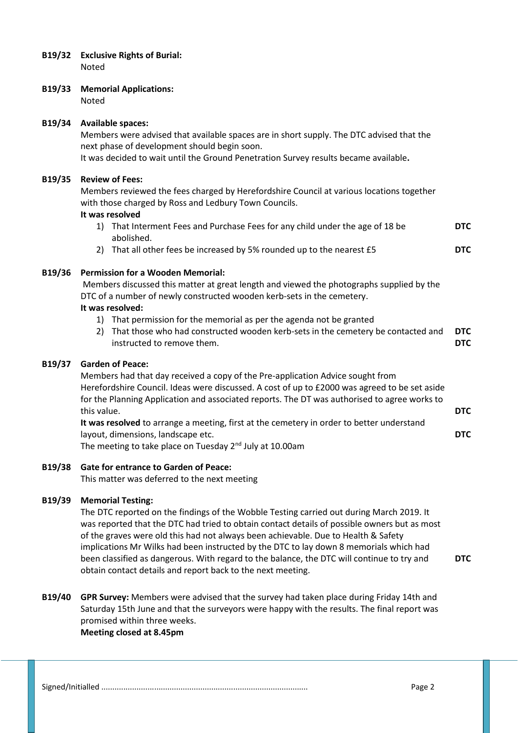**B19/32 Exclusive Rights of Burial:**
Noted

**B19/33 Memorial Applications:**
Noted

**B19/34 Available spaces:**
Members were advised that available spaces are in short supply. The DTC advised that the next phase of development should begin soon.
It was decided to wait until the Ground Penetration Survey results became available.

**B19/35 Review of Fees:**
Members reviewed the fees charged by Herefordshire Council at various locations together with those charged by Ross and Ledbury Town Councils.
**It was resolved**

1) That Interment Fees and Purchase Fees for any child under the age of 18 be abolished. **DTC**
2) That all other fees be increased by 5% rounded up to the nearest £5 **DTC**

**B19/36 Permission for a Wooden Memorial:**
Members discussed this matter at great length and viewed the photographs supplied by the DTC of a number of newly constructed wooden kerb-sets in the cemetery.
**It was resolved:**

1) That permission for the memorial as per the agenda not be granted **DTC**
2) That those who had constructed wooden kerb-sets in the cemetery be contacted and instructed to remove them. **DTC**

**B19/37 Garden of Peace:**
Members had that day received a copy of the Pre-application Advice sought from Herefordshire Council. Ideas were discussed. A cost of up to £2000 was agreed to be set aside for the Planning Application and associated reports. The DT was authorised to agree works to this value. **DTC**
**It was resolved** to arrange a meeting, first at the cemetery in order to better understand layout, dimensions, landscape etc. **DTC**
The meeting to take place on Tuesday 2nd July at 10.00am

**B19/38 Gate for entrance to Garden of Peace:**
This matter was deferred to the next meeting

**B19/39 Memorial Testing:**
The DTC reported on the findings of the Wobble Testing carried out during March 2019. It was reported that the DTC had tried to obtain contact details of possible owners but as most of the graves were old this had not always been achievable. Due to Health & Safety implications Mr Wilks had been instructed by the DTC to lay down 8 memorials which had been classified as dangerous. With regard to the balance, the DTC will continue to try and obtain contact details and report back to the next meeting. **DTC**

**B19/40 GPR Survey:** Members were advised that the survey had taken place during Friday 14th and Saturday 15th June and that the surveyors were happy with the results. The final report was promised within three weeks.
**Meeting closed at 8.45pm**

Signed/Initialled ............................................................................................